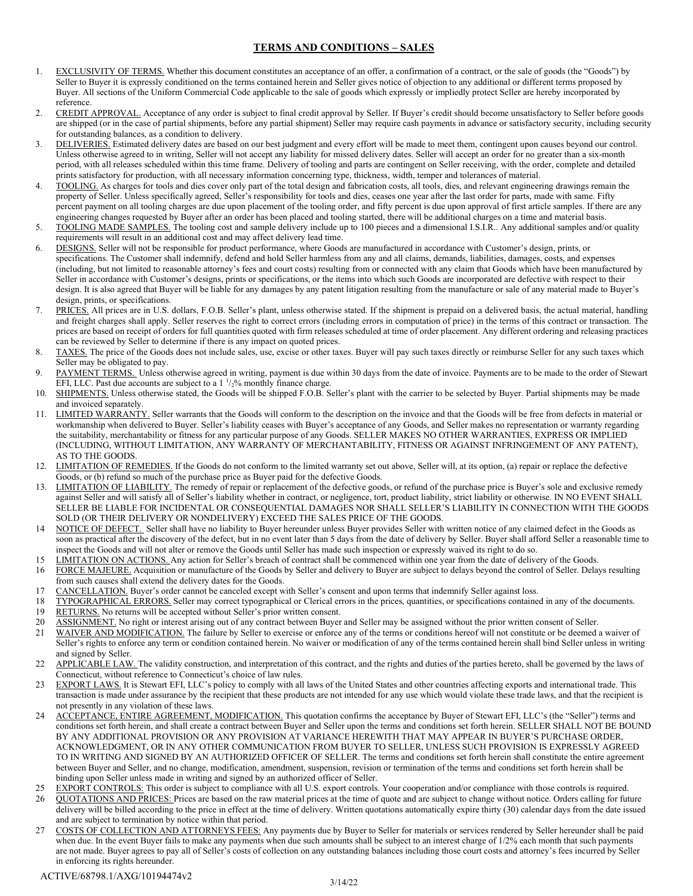# TERMS AND CONDITIONS – SALES

1. EXCLUSIVITY OF TERMS. Whether this document constitutes an acceptance of an offer, a confirmation of a contract, or the sale of goods (the "Goods") by Seller to Buyer it is expressly conditioned on the terms contained herein and Seller gives notice of objection to any additional or different terms proposed by Buyer. All sections of the Uniform Commercial Code applicable to the sale of goods which expressly or impliedly protect Seller are hereby incorporated by reference.
2. CREDIT APPROVAL. Acceptance of any order is subject to final credit approval by Seller. If Buyer's credit should become unsatisfactory to Seller before goods are shipped (or in the case of partial shipments, before any partial shipment) Seller may require cash payments in advance or satisfactory security, including security for outstanding balances, as a condition to delivery.
3. DELIVERIES. Estimated delivery dates are based on our best judgment and every effort will be made to meet them, contingent upon causes beyond our control. Unless otherwise agreed to in writing, Seller will not accept any liability for missed delivery dates. Seller will accept an order for no greater than a six-month period, with all releases scheduled within this time frame. Delivery of tooling and parts are contingent on Seller receiving, with the order, complete and detailed prints satisfactory for production, with all necessary information concerning type, thickness, width, temper and tolerances of material.
4. TOOLING. As charges for tools and dies cover only part of the total design and fabrication costs, all tools, dies, and relevant engineering drawings remain the property of Seller. Unless specifically agreed, Seller's responsibility for tools and dies, ceases one year after the last order for parts, made with same. Fifty percent payment on all tooling charges are due upon placement of the tooling order, and fifty percent is due upon approval of first article samples. If there are any engineering changes requested by Buyer after an order has been placed and tooling started, there will be additional charges on a time and material basis.
5. TOOLING MADE SAMPLES. The tooling cost and sample delivery include up to 100 pieces and a dimensional I.S.I.R.. Any additional samples and/or quality requirements will result in an additional cost and may affect delivery lead time.
6. DESIGNS. Seller will not be responsible for product performance, where Goods are manufactured in accordance with Customer's design, prints, or specifications. The Customer shall indemnify, defend and hold Seller harmless from any and all claims, demands, liabilities, damages, costs, and expenses (including, but not limited to reasonable attorney's fees and court costs) resulting from or connected with any claim that Goods which have been manufactured by Seller in accordance with Customer's designs, prints or specifications, or the items into which such Goods are incorporated are defective with respect to their design. It is also agreed that Buyer will be liable for any damages by any patent litigation resulting from the manufacture or sale of any material made to Buyer's design, prints, or specifications.
7. PRICES. All prices are in U.S. dollars, F.O.B. Seller's plant, unless otherwise stated. If the shipment is prepaid on a delivered basis, the actual material, handling and freight charges shall apply. Seller reserves the right to correct errors (including errors in computation of price) in the terms of this contract or transaction. The prices are based on receipt of orders for full quantities quoted with firm releases scheduled at time of order placement. Any different ordering and releasing practices can be reviewed by Seller to determine if there is any impact on quoted prices.
8. TAXES. The price of the Goods does not include sales, use, excise or other taxes. Buyer will pay such taxes directly or reimburse Seller for any such taxes which Seller may be obligated to pay.
9. PAYMENT TERMS. Unless otherwise agreed in writing, payment is due within 30 days from the date of invoice. Payments are to be made to the order of Stewart EFI, LLC. Past due accounts are subject to a 1 1/2% monthly finance charge.
10. SHIPMENTS. Unless otherwise stated, the Goods will be shipped F.O.B. Seller's plant with the carrier to be selected by Buyer. Partial shipments may be made and invoiced separately.
11. LIMITED WARRANTY. Seller warrants that the Goods will conform to the description on the invoice and that the Goods will be free from defects in material or workmanship when delivered to Buyer. Seller's liability ceases with Buyer's acceptance of any Goods, and Seller makes no representation or warranty regarding the suitability, merchantability or fitness for any particular purpose of any Goods. SELLER MAKES NO OTHER WARRANTIES, EXPRESS OR IMPLIED (INCLUDING, WITHOUT LIMITATION, ANY WARRANTY OF MERCHANTABILITY, FITNESS OR AGAINST INFRINGEMENT OF ANY PATENT), AS TO THE GOODS.
12. LIMITATION OF REMEDIES. If the Goods do not conform to the limited warranty set out above, Seller will, at its option, (a) repair or replace the defective Goods, or (b) refund so much of the purchase price as Buyer paid for the defective Goods.
13. LIMITATION OF LIABILITY. The remedy of repair or replacement of the defective goods, or refund of the purchase price is Buyer's sole and exclusive remedy against Seller and will satisfy all of Seller's liability whether in contract, or negligence, tort, product liability, strict liability or otherwise. IN NO EVENT SHALL SELLER BE LIABLE FOR INCIDENTAL OR CONSEQUENTIAL DAMAGES NOR SHALL SELLER'S LIABILITY IN CONNECTION WITH THE GOODS SOLD (OR THEIR DELIVERY OR NONDELIVERY) EXCEED THE SALES PRICE OF THE GOODS.
14. NOTICE OF DEFECT. Seller shall have no liability to Buyer hereunder unless Buyer provides Seller with written notice of any claimed defect in the Goods as soon as practical after the discovery of the defect, but in no event later than 5 days from the date of delivery by Seller. Buyer shall afford Seller a reasonable time to inspect the Goods and will not alter or remove the Goods until Seller has made such inspection or expressly waived its right to do so.
15. LIMITATION ON ACTIONS. Any action for Seller's breach of contract shall be commenced within one year from the date of delivery of the Goods.
16. FORCE MAJEURE. Acquisition or manufacture of the Goods by Seller and delivery to Buyer are subject to delays beyond the control of Seller. Delays resulting from such causes shall extend the delivery dates for the Goods.
17. CANCELLATION. Buyer's order cannot be canceled except with Seller's consent and upon terms that indemnify Seller against loss.
18. TYPOGRAPHICAL ERRORS. Seller may correct typographical or Clerical errors in the prices, quantities, or specifications contained in any of the documents.
19. RETURNS. No returns will be accepted without Seller's prior written consent.
20. ASSIGNMENT. No right or interest arising out of any contract between Buyer and Seller may be assigned without the prior written consent of Seller.
21. WAIVER AND MODIFICATION. The failure by Seller to exercise or enforce any of the terms or conditions hereof will not constitute or be deemed a waiver of Seller's rights to enforce any term or condition contained herein. No waiver or modification of any of the terms contained herein shall bind Seller unless in writing and signed by Seller.
22. APPLICABLE LAW. The validity construction, and interpretation of this contract, and the rights and duties of the parties hereto, shall be governed by the laws of Connecticut, without reference to Connecticut's choice of law rules.
23. EXPORT LAWS. It is Stewart EFI, LLC's policy to comply with all laws of the United States and other countries affecting exports and international trade. This transaction is made under assurance by the recipient that these products are not intended for any use which would violate these trade laws, and that the recipient is not presently in any violation of these laws.
24. ACCEPTANCE, ENTIRE AGREEMENT, MODIFICATION. This quotation confirms the acceptance by Buyer of Stewart EFI, LLC's (the "Seller") terms and conditions set forth herein, and shall create a contract between Buyer and Seller upon the terms and conditions set forth herein. SELLER SHALL NOT BE BOUND BY ANY ADDITIONAL PROVISION OR ANY PROVISION AT VARIANCE HEREWITH THAT MAY APPEAR IN BUYER'S PURCHASE ORDER, ACKNOWLEDGMENT, OR IN ANY OTHER COMMUNICATION FROM BUYER TO SELLER, UNLESS SUCH PROVISION IS EXPRESSLY AGREED TO IN WRITING AND SIGNED BY AN AUTHORIZED OFFICER OF SELLER. The terms and conditions set forth herein shall constitute the entire agreement between Buyer and Seller, and no change, modification, amendment, suspension, revision or termination of the terms and conditions set forth herein shall be binding upon Seller unless made in writing and signed by an authorized officer of Seller.
25. EXPORT CONTROLS: This order is subject to compliance with all U.S. export controls. Your cooperation and/or compliance with those controls is required.
26. QUOTATIONS AND PRICES: Prices are based on the raw material prices at the time of quote and are subject to change without notice. Orders calling for future delivery will be billed according to the price in effect at the time of delivery. Written quotations automatically expire thirty (30) calendar days from the date issued and are subject to termination by notice within that period.
27. COSTS OF COLLECTION AND ATTORNEYS FEES: Any payments due by Buyer to Seller for materials or services rendered by Seller hereunder shall be paid when due. In the event Buyer fails to make any payments when due such amounts shall be subject to an interest charge of 1/2% each month that such payments are not made. Buyer agrees to pay all of Seller's costs of collection on any outstanding balances including those court costs and attorney's fees incurred by Seller in enforcing its rights hereunder.

ACTIVE/68798.1/AXG/10194474v2

3/14/22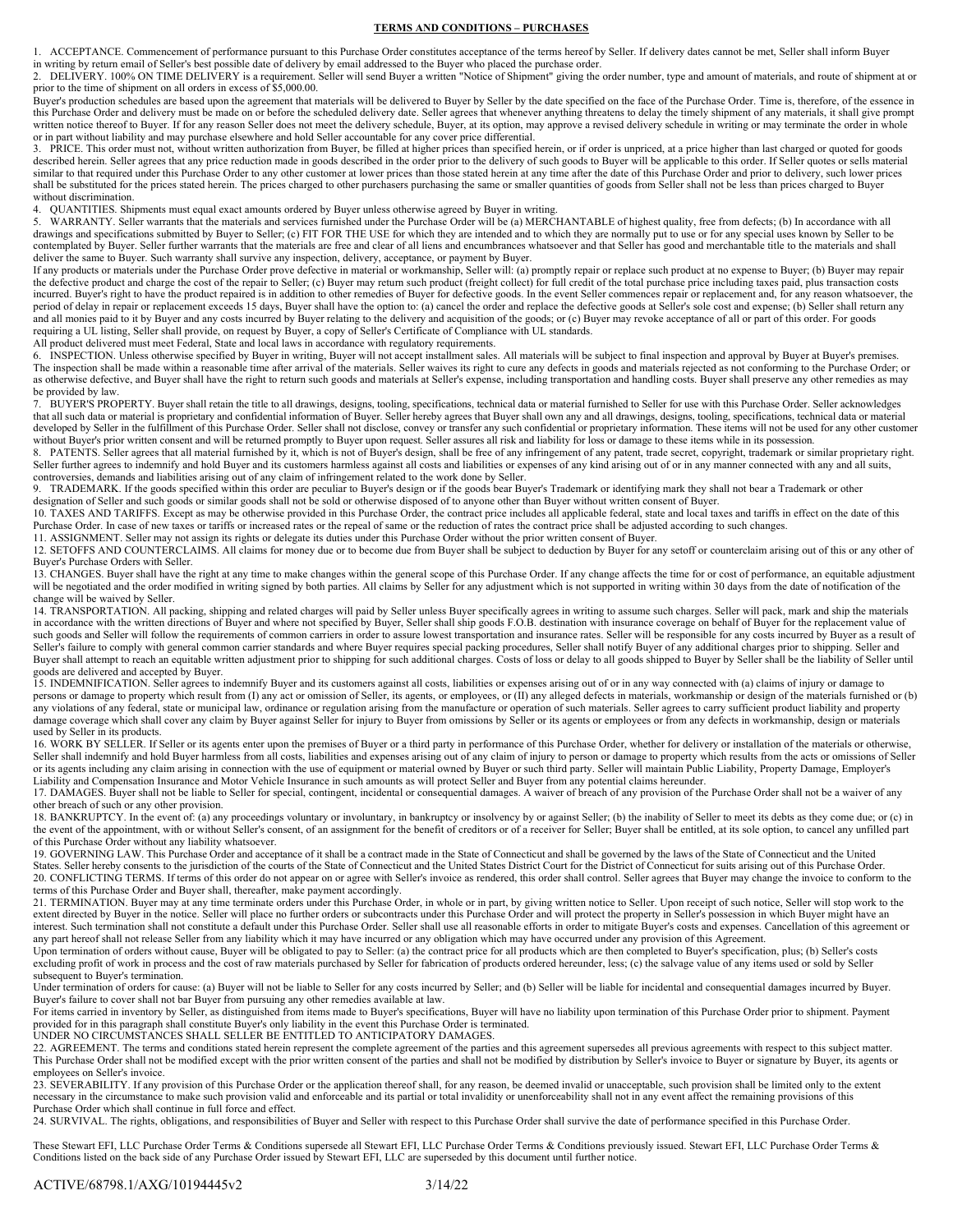## TERMS AND CONDITIONS – PURCHASES

1. ACCEPTANCE. Commencement of performance pursuant to this Purchase Order constitutes acceptance of the terms hereof by Seller. If delivery dates cannot be met, Seller shall inform Buyer in writing by return email of Seller's best possible date of delivery by email addressed to the Buyer who placed the purchase order.

2. DELIVERY. 100% ON TIME DELIVERY is a requirement. Seller will send Buyer a written "Notice of Shipment" giving the order number, type and amount of materials, and route of shipment at or prior to the time of shipment on all orders in excess of $5,000.00.

Buyer's production schedules are based upon the agreement that materials will be delivered to Buyer by Seller by the date specified on the face of the Purchase Order. Time is, therefore, of the essence in this Purchase Order and delivery must be made on or before the scheduled delivery date. Seller agrees that whenever anything threatens to delay the timely shipment of any materials, it shall give prompt written notice thereof to Buyer. If for any reason Seller does not meet the delivery schedule, Buyer, at its option, may approve a revised delivery schedule in writing or may terminate the order in whole or in part without liability and may purchase elsewhere and hold Seller accountable for any cover price differential.

3. PRICE. This order must not, without written authorization from Buyer, be filled at higher prices than specified herein, or if order is unpriced, at a price higher than last charged or quoted for goods described herein. Seller agrees that any price reduction made in goods described in the order prior to the delivery of such goods to Buyer will be applicable to this order. If Seller quotes or sells material similar to that required under this Purchase Order to any other customer at lower prices than those stated herein at any time after the date of this Purchase Order and prior to delivery, such lower prices shall be substituted for the prices stated herein. The prices charged to other purchasers purchasing the same or smaller quantities of goods from Seller shall not be less than prices charged to Buyer without discrimination.

4. QUANTITIES. Shipments must equal exact amounts ordered by Buyer unless otherwise agreed by Buyer in writing.

5. WARRANTY. Seller warrants that the materials and services furnished under the Purchase Order will be (a) MERCHANTABLE of highest quality, free from defects; (b) In accordance with all drawings and specifications submitted by Buyer to Seller; (c) FIT FOR THE USE for which they are intended and to which they are normally put to use or for any special uses known by Seller to be contemplated by Buyer. Seller further warrants that the materials are free and clear of all liens and encumbrances whatsoever and that Seller has good and merchantable title to the materials and shall deliver the same to Buyer. Such warranty shall survive any inspection, delivery, acceptance, or payment by Buyer.

If any products or materials under the Purchase Order prove defective in material or workmanship, Seller will: (a) promptly repair or replace such product at no expense to Buyer; (b) Buyer may repair the defective product and charge the cost of the repair to Seller; (c) Buyer may return such product (freight collect) for full credit of the total purchase price including taxes paid, plus transaction costs incurred. Buyer's right to have the product repaired is in addition to other remedies of Buyer for defective goods. In the event Seller commences repair or replacement and, for any reason whatsoever, the period of delay in repair or replacement exceeds 15 days, Buyer shall have the option to: (a) cancel the order and replace the defective goods at Seller's sole cost and expense; (b) Seller shall return any and all monies paid to it by Buyer and any costs incurred by Buyer relating to the delivery and acquisition of the goods; or (c) Buyer may revoke acceptance of all or part of this order. For goods requiring a UL listing, Seller shall provide, on request by Buyer, a copy of Seller's Certificate of Compliance with UL standards.

All product delivered must meet Federal, State and local laws in accordance with regulatory requirements.

6. INSPECTION. Unless otherwise specified by Buyer in writing, Buyer will not accept installment sales. All materials will be subject to final inspection and approval by Buyer at Buyer's premises. The inspection shall be made within a reasonable time after arrival of the materials. Seller waives its right to cure any defects in goods and materials rejected as not conforming to the Purchase Order; or as otherwise defective, and Buyer shall have the right to return such goods and materials at Seller's expense, including transportation and handling costs. Buyer shall preserve any other remedies as may be provided by law.

7. BUYER'S PROPERTY. Buyer shall retain the title to all drawings, designs, tooling, specifications, technical data or material furnished to Seller for use with this Purchase Order. Seller acknowledges that all such data or material is proprietary and confidential information of Buyer. Seller hereby agrees that Buyer shall own any and all drawings, designs, tooling, specifications, technical data or material developed by Seller in the fulfillment of this Purchase Order. Seller shall not disclose, convey or transfer any such confidential or proprietary information. These items will not be used for any other customer without Buyer's prior written consent and will be returned promptly to Buyer upon request. Seller assures all risk and liability for loss or damage to these items while in its possession.

8. PATENTS. Seller agrees that all material furnished by it, which is not of Buyer's design, shall be free of any infringement of any patent, trade secret, copyright, trademark or similar proprietary right. Seller further agrees to indemnify and hold Buyer and its customers harmless against all costs and liabilities or expenses of any kind arising out of or in any manner connected with any and all suits, controversies, demands and liabilities arising out of any claim of infringement related to the work done by Seller.

9. TRADEMARK. If the goods specified within this order are peculiar to Buyer's design or if the goods bear Buyer's Trademark or identifying mark they shall not bear a Trademark or other designation of Seller and such goods or similar goods shall not be sold or otherwise disposed of to anyone other than Buyer without written consent of Buyer.

10. TAXES AND TARIFFS. Except as may be otherwise provided in this Purchase Order, the contract price includes all applicable federal, state and local taxes and tariffs in effect on the date of this Purchase Order. In case of new taxes or tariffs or increased rates or the repeal of same or the reduction of rates the contract price shall be adjusted according to such changes.

11. ASSIGNMENT. Seller may not assign its rights or delegate its duties under this Purchase Order without the prior written consent of Buyer.

12. SETOFFS AND COUNTERCLAIMS. All claims for money due or to become due from Buyer shall be subject to deduction by Buyer for any setoff or counterclaim arising out of this or any other of Buyer's Purchase Orders with Seller.

13. CHANGES. Buyer shall have the right at any time to make changes within the general scope of this Purchase Order. If any change affects the time for or cost of performance, an equitable adjustment will be negotiated and the order modified in writing signed by both parties. All claims by Seller for any adjustment which is not supported in writing within 30 days from the date of notification of the change will be waived by Seller.

14. TRANSPORTATION. All packing, shipping and related charges will paid by Seller unless Buyer specifically agrees in writing to assume such charges. Seller will pack, mark and ship the materials in accordance with the written directions of Buyer and where not specified by Buyer, Seller shall ship goods F.O.B. destination with insurance coverage on behalf of Buyer for the replacement value of such goods and Seller will follow the requirements of common carriers in order to assure lowest transportation and insurance rates. Seller will be responsible for any costs incurred by Buyer as a result of Seller's failure to comply with general common carrier standards and where Buyer requires special packing procedures, Seller shall notify Buyer of any additional charges prior to shipping. Seller and Buyer shall attempt to reach an equitable written adjustment prior to shipping for such additional charges. Costs of loss or delay to all goods shipped to Buyer by Seller shall be the liability of Seller until goods are delivered and accepted by Buyer.

15. INDEMNIFICATION. Seller agrees to indemnify Buyer and its customers against all costs, liabilities or expenses arising out of or in any way connected with (a) claims of injury or damage to persons or damage to property which result from (I) any act or omission of Seller, its agents, or employees, or (II) any alleged defects in materials, workmanship or design of the materials furnished or (b) any violations of any federal, state or municipal law, ordinance or regulation arising from the manufacture or operation of such materials. Seller agrees to carry sufficient product liability and property damage coverage which shall cover any claim by Buyer against Seller for injury to Buyer from omissions by Seller or its agents or employees or from any defects in workmanship, design or materials used by Seller in its products.

16. WORK BY SELLER. If Seller or its agents enter upon the premises of Buyer or a third party in performance of this Purchase Order, whether for delivery or installation of the materials or otherwise, Seller shall indemnify and hold Buyer harmless from all costs, liabilities and expenses arising out of any claim of injury to person or damage to property which results from the acts or omissions of Seller or its agents including any claim arising in connection with the use of equipment or material owned by Buyer or such third party. Seller will maintain Public Liability, Property Damage, Employer's Liability and Compensation Insurance and Motor Vehicle Insurance in such amounts as will protect Seller and Buyer from any potential claims hereunder.

17. DAMAGES. Buyer shall not be liable to Seller for special, contingent, incidental or consequential damages. A waiver of breach of any provision of the Purchase Order shall not be a waiver of any other breach of such or any other provision.

18. BANKRUPTCY. In the event of: (a) any proceedings voluntary or involuntary, in bankruptcy or insolvency by or against Seller; (b) the inability of Seller to meet its debts as they come due; or (c) in the event of the appointment, with or without Seller's consent, of an assignment for the benefit of creditors or of a receiver for Seller; Buyer shall be entitled, at its sole option, to cancel any unfilled part of this Purchase Order without any liability whatsoever.

19. GOVERNING LAW. This Purchase Order and acceptance of it shall be a contract made in the State of Connecticut and shall be governed by the laws of the State of Connecticut and the United States. Seller hereby consents to the jurisdiction of the courts of the State of Connecticut and the United States District Court for the District of Connecticut for suits arising out of this Purchase Order.

20. CONFLICTING TERMS. If terms of this order do not appear on or agree with Seller's invoice as rendered, this order shall control. Seller agrees that Buyer may change the invoice to conform to the terms of this Purchase Order and Buyer shall, thereafter, make payment accordingly.

21. TERMINATION. Buyer may at any time terminate orders under this Purchase Order, in whole or in part, by giving written notice to Seller. Upon receipt of such notice, Seller will stop work to the extent directed by Buyer in the notice. Seller will place no further orders or subcontracts under this Purchase Order and will protect the property in Seller's possession in which Buyer might have an interest. Such termination shall not constitute a default under this Purchase Order. Seller shall use all reasonable efforts in order to mitigate Buyer's costs and expenses. Cancellation of this agreement or any part hereof shall not release Seller from any liability which it may have incurred or any obligation which may have occurred under any provision of this Agreement.

Upon termination of orders without cause, Buyer will be obligated to pay to Seller: (a) the contract price for all products which are then completed to Buyer's specification, plus; (b) Seller's costs excluding profit of work in process and the cost of raw materials purchased by Seller for fabrication of products ordered hereunder, less; (c) the salvage value of any items used or sold by Seller subsequent to Buyer's termination.

Under termination of orders for cause: (a) Buyer will not be liable to Seller for any costs incurred by Seller; and (b) Seller will be liable for incidental and consequential damages incurred by Buyer. Buyer's failure to cover shall not bar Buyer from pursuing any other remedies available at law.

For items carried in inventory by Seller, as distinguished from items made to Buyer's specifications, Buyer will have no liability upon termination of this Purchase Order prior to shipment. Payment provided for in this paragraph shall constitute Buyer's only liability in the event this Purchase Order is terminated.

UNDER NO CIRCUMSTANCES SHALL SELLER BE ENTITLED TO ANTICIPATORY DAMAGES.

22. AGREEMENT. The terms and conditions stated herein represent the complete agreement of the parties and this agreement supersedes all previous agreements with respect to this subject matter. This Purchase Order shall not be modified except with the prior written consent of the parties and shall not be modified by distribution by Seller's invoice to Buyer or signature by Buyer, its agents or employees on Seller's invoice.

23. SEVERABILITY. If any provision of this Purchase Order or the application thereof shall, for any reason, be deemed invalid or unacceptable, such provision shall be limited only to the extent necessary in the circumstance to make such provision valid and enforceable and its partial or total invalidity or unenforceability shall not in any event affect the remaining provisions of this Purchase Order which shall continue in full force and effect.

24. SURVIVAL. The rights, obligations, and responsibilities of Buyer and Seller with respect to this Purchase Order shall survive the date of performance specified in this Purchase Order.

These Stewart EFI, LLC Purchase Order Terms & Conditions supersede all Stewart EFI, LLC Purchase Order Terms & Conditions previously issued. Stewart EFI, LLC Purchase Order Terms & Conditions listed on the back side of any Purchase Order issued by Stewart EFI, LLC are superseded by this document until further notice.

ACTIVE/68798.1/AXG/10194445v2 3/14/22